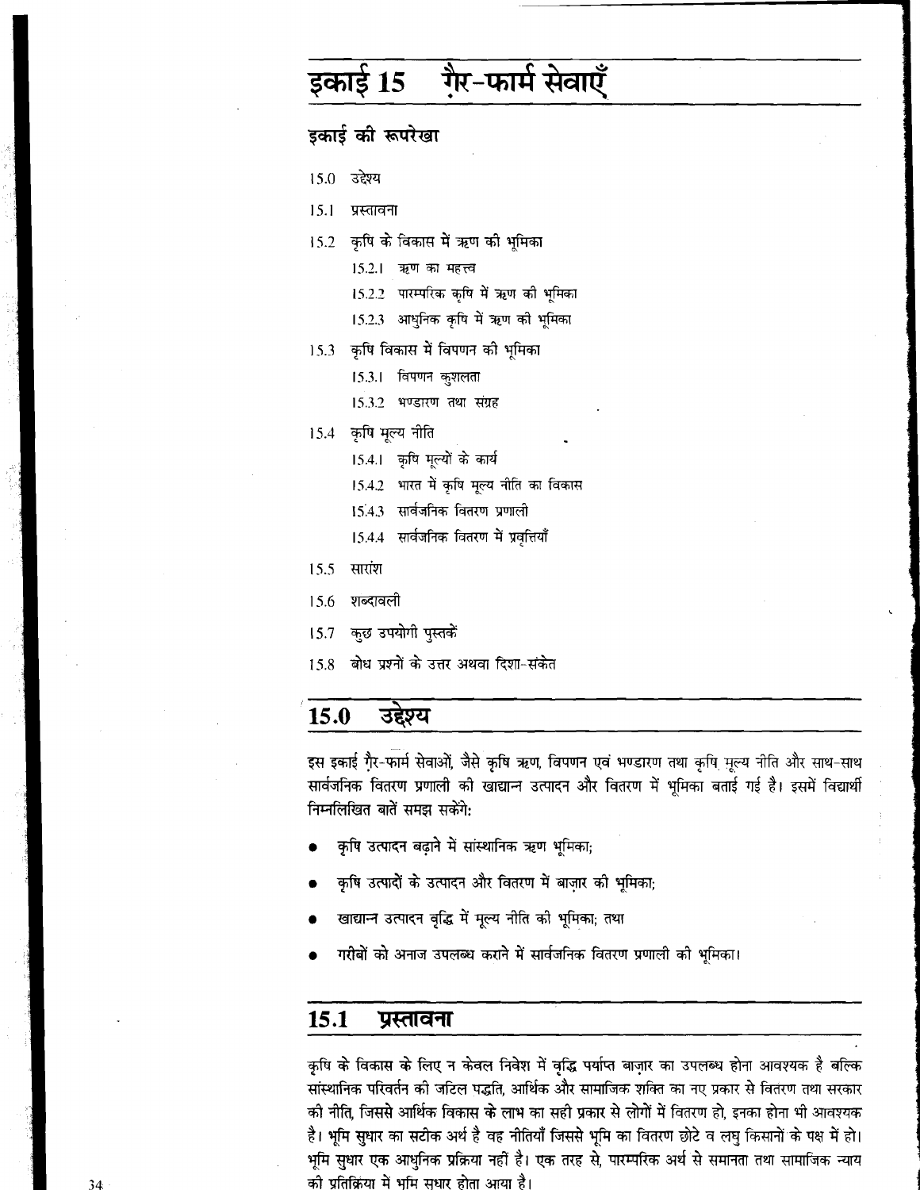# इकाई 15 ग़ैर-फार्म सेवाएँ

## इकाई की रूपरेखा

15.0 उद्देश्य

15.1 प्रस्तावना

15.2 कृषि के विकास में ऋण की भूमिका

- 15.2.1 ऋण का महत्त्व
- 15.2.2 पारम्परिक कृषि में ऋण की भूमिका
- 15.2.3 आधुनिक कृषि में ऋण की भूमिका

15.3 कृषि विकास में विपणन की भूमिका

- 15.3.1 विपणन कुशलता
- 15.3.2 भण्डारण तथा संग्रह

15.4 कृषि मूल्य नीति

- 15.4.1 कृषि मूल्यों के कार्य
- 15.4.2 भारत में कृषि मूल्य नीति का विकास
- 15.4.3 सार्वजनिक वितरण प्रणाली
- 15.4.4 सार्वजनिक वितरण में प्रवृत्तियाँ

15.5 सारांश

15.6 शब्दावली

15.7 कुछ उपयोगी पुस्तकें

15.8 बोध प्रश्नों के उत्तर अथवा दिशा-संकेत

## 15.0 उद्देश्य

इस इकाई ग़ैर-फार्म सेवाओं, जैसे कृषि ऋण, विपणन एवं भण्डारण तथा कृषि मूल्य नीति और साथ-साथ सार्वजनिक वितरण प्रणाली की खाद्यान्न उत्पादन और वितरण में भूमिका बताई गई है। इसमें विद्यार्थी निम्नलिखित बातें समझ सकेंगे:

- कृषि उत्पादन बढ़ाने में सांस्थानिक ऋण भूमिका;
- कृषि उत्पादों के उत्पादन और वितरण में बाज़ार की भूमिका;
- खाद्यान्न उत्पादन वृद्धि में मूल्य नीति की भूमिका; तथा
- गरीबों को अनाज उपलब्ध कराने में सार्वजनिक वितरण प्रणाली की भूमिका।

## 15.1 प्रस्तावना

कृषि के विकास के लिए न केवल निवेश में वृद्धि पर्याप्त बाज़ार का उपलब्ध होना आवश्यक है बल्कि सांस्थानिक परिवर्तन की जटिल पद्धति, आर्थिक और सामाजिक शक्ति का नए प्रकार से वितरण तथा सरकार की नीति, जिससे आर्थिक विकास के लाभ का सही प्रकार से लोगों में वितरण हो, इनका होना भी आवश्यक है। भूमि सुधार का सटीक अर्थ है वह नीतियाँ जिससे भूमि का वितरण छोटे व लघु किसानों के पक्ष में हो। भूमि सुधार एक आधुनिक प्रक्रिया नहीं है। एक तरह से, पारम्परिक अर्थ से समानता तथा सामाजिक न्याय की प्रतिक्रिया में भूमि सुधार होता आया है।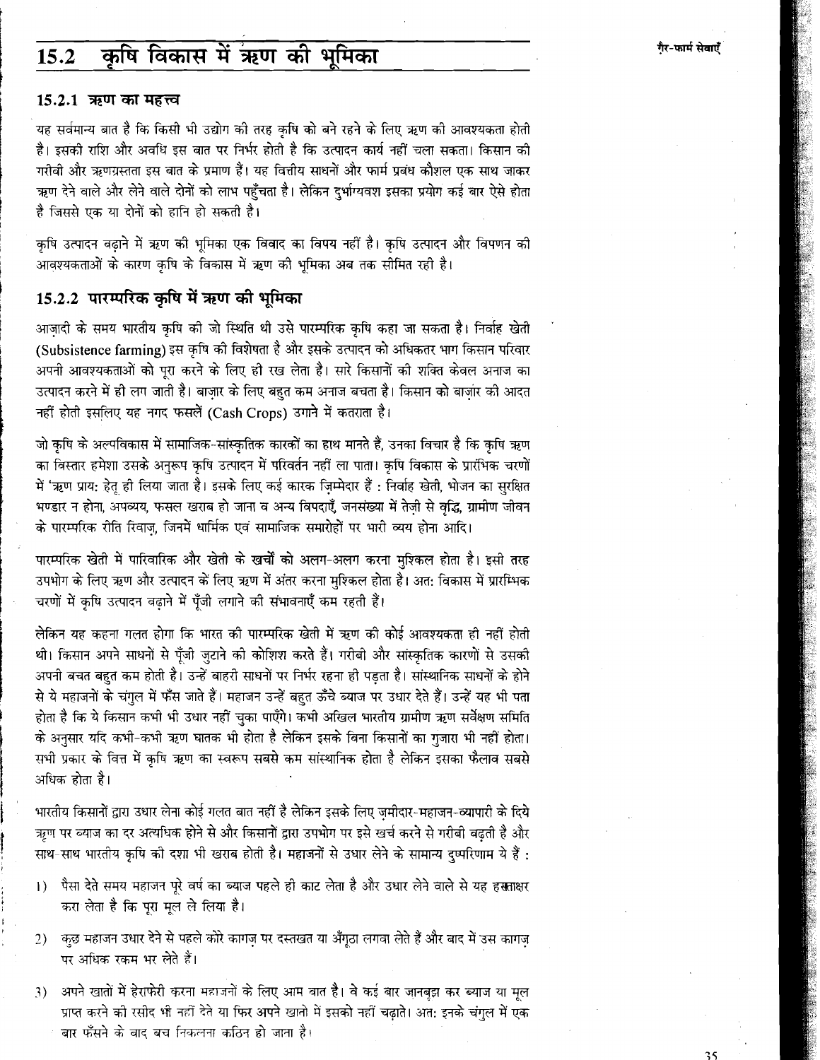## 15.2 कृषि विकास में ऋण की भूमिका

### 15.2.1 ऋण का महत्त्व

यह सर्वमान्य बात है कि किसी भी उद्योग की तरह कृषि को बने रहने के लिए ऋण की आवश्यकता होती है। इसकी राशि और अवधि इस बात पर निर्भर होती है कि उत्पादन कार्य नहीं चला सकता। किसान की गरीबी और ऋणग्रस्तता इस बात के प्रमाण हैं। यह वित्तीय साधनों और फार्म प्रबंध कौशल एक साथ जाकर ऋण देने वाले और लेने वाले दोनों को लाभ पहुँचता है। लेकिन दुर्भाग्यवश इसका प्रयोग कई बार ऐसे होता है जिससे एक या दोनों को हानि हो सकती है।

कृषि उत्पादन बढ़ाने में ऋण की भूमिका एक विवाद का विषय नहीं है। कृषि उत्पादन और विपणन की आवश्यकताओं के कारण कृषि के विकास में ऋण की भूमिका अब तक सीमित रही है।

### 15.2.2 पारम्परिक कृषि में ऋण की भूमिका

आज़ादी के समय भारतीय कृषि की जो स्थिति थी उसे पारम्परिक कृषि कहा जा सकता है। निर्वाह खेती (Subsistence farming) इस कृषि की विशेषता है और इसके उत्पादन को अधिकतर भाग किसान परिवार अपनी आवश्यकताओं को पूरा करने के लिए ही रख लेता है। सारे किसानों की शक्ति केवल अनाज का उत्पादन करने में ही लग जाती है। बाज़ार के लिए बहुत कम अनाज बचता है। किसान को बाज़ार की आदत नहीं होती इसलिए यह नगद फसलें (Cash Crops) उगाने में कतराता है।

जो कृषि के अल्पविकास में सामाजिक-सांस्कृतिक कारकों का हाथ मानते हैं, उनका विचार है कि कृषि ऋण का विस्तार हमेशा उसके अनुरूप कृषि उत्पादन में परिवर्तन नहीं ला पाता। कृषि विकास के प्रारंभिक चरणों में 'ऋण प्राय: हेतु ही लिया जाता है। इसके लिए कई कारक ज़िम्मेदार हैं : निर्वाह खेती, भोजन का सुरक्षित भण्डार न होना, अपव्यय, फसल खराब हो जाना व अन्य विपदाएँ, जनसंख्या में तेज़ी से वृद्धि, ग्रामीण जीवन के पारम्परिक रीति रिवाज़, जिनमें धार्मिक एवं सामाजिक समारोहों पर भारी व्यय होना आदि।

पारम्परिक खेती में पारिवारिक और खेती के खर्चों को अलग-अलग करना मुश्किल होता है। इसी तरह उपभोग के लिए ऋण और उत्पादन के लिए ऋण में अंतर करना मुश्किल होता है। अत: विकास में प्रारम्भिक चरणों में कृषि उत्पादन बढ़ाने में पूँजी लगाने की संभावनाएँ कम रहती हैं।

लेकिन यह कहना गलत होगा कि भारत की पारम्परिक खेती में ऋण की कोई आवश्यकता ही नहीं होती थी। किसान अपने साधनों से पूँजी जुटाने की कोशिश करते हैं। गरीबी और सांस्कृतिक कारणों से उसकी अपनी बचत बहुत कम होती है। उन्हें बाहरी साधनों पर निर्भर रहना ही पड़ता है। सांस्थानिक साधनों के होने से ये महाजनों के चंगुल में फँस जाते हैं। महाजन उन्हें बहुत ऊँचे ब्याज पर उधार देते हैं। उन्हें यह भी पता होता है कि ये किसान कभी भी उधार नहीं चुका पाएँगे। कभी अखिल भारतीय ग्रामीण ऋण सर्वेक्षण समिति के अनुसार यदि कभी-कभी ऋण घातक भी होता है लेकिन इसके बिना किसानों का गुजारा भी नहीं होता। सभी प्रकार के वित्त में कृषि ऋण का स्वरूप सबसे कम सांस्थानिक होता है लेकिन इसका फैलाव सबसे अधिक होता है।

भारतीय किसानों द्वारा उधार लेना कोई गलत बात नहीं है लेकिन इसके लिए ज़मीदार-महाजन-व्यापारी के दिये ऋण पर ब्याज का दर अत्यधिक होने से और किसानों द्वारा उपभोग पर इसे खर्च करने से गरीबी बढ़ती है और साथ-साथ भारतीय कृषि की दशा भी खराब होती है। महाजनों से उधार लेने के सामान्य दुष्परिणाम ये हैं :

1) पैसा देते समय महाजन पूरे वर्ष का ब्याज पहले ही काट लेता है और उधार लेने वाले से यह हस्ताक्षर करा लेता है कि पूरा मूल ले लिया है।

2) कुछ महाजन उधार देने से पहले कोरे कागज़ पर दस्तखत या अँगूठा लगवा लेते हैं और बाद में उस कागज़ पर अधिक रकम भर लेते हैं।

3) अपने खातों में हेराफेरी करना महाजनों के लिए आम बात है। वे कई बार जानबूझ कर ब्याज या मूल प्राप्त करने की रसीद भी नहीं देते या फिर अपने खातों में इसको नहीं चढ़ाते। अत: इनके चंगुल में एक बार फँसने के बाद बच निकलना कठिन हो जाता है।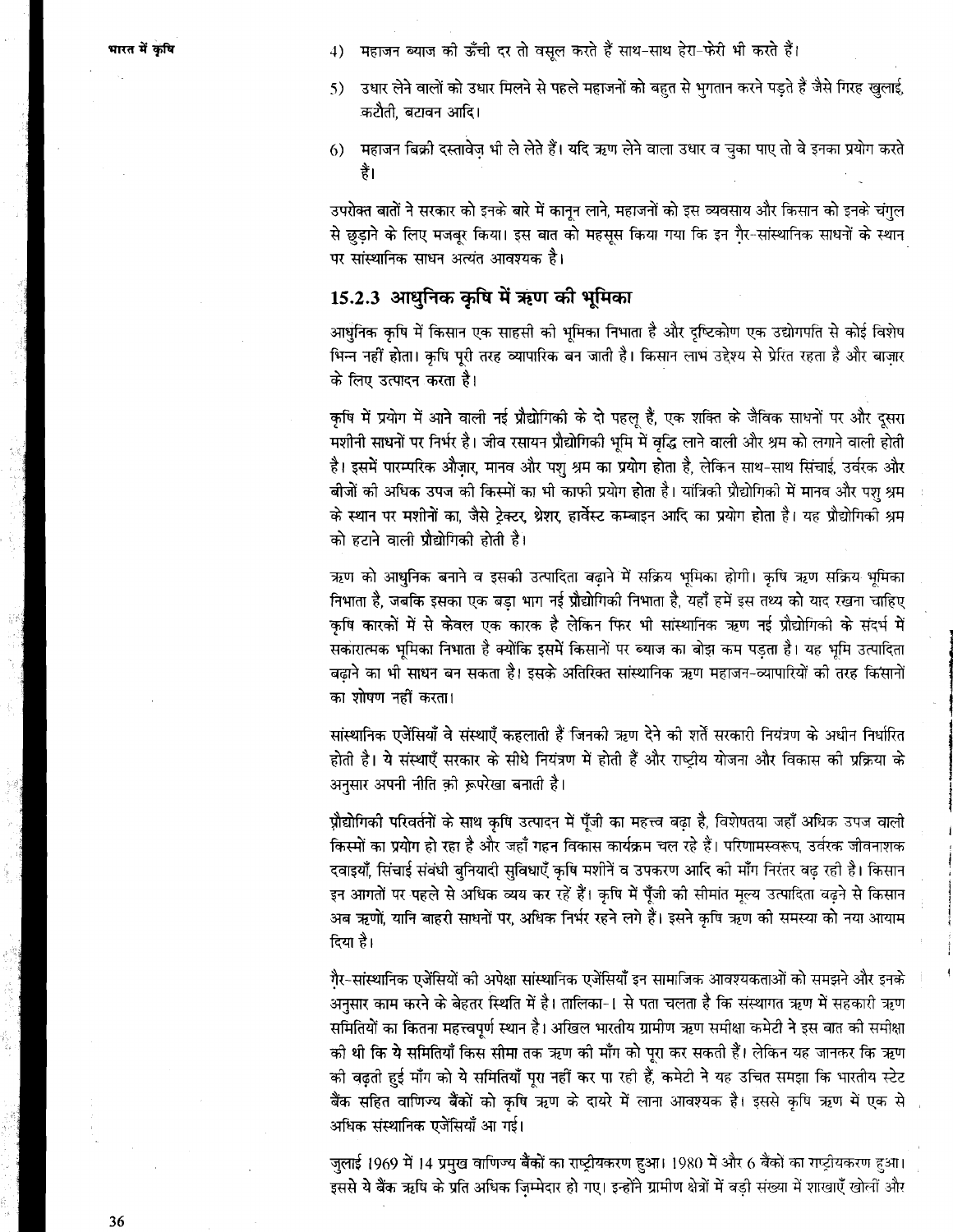4) महाजन ब्याज की ऊँची दर तो वसूल करते हैं साथ-साथ हेरा-फेरी भी करते हैं।

5) उधार लेने वालों को उधार मिलने से पहले महाजनों को बहुत से भुगतान करने पड़ते हैं जैसे गिरह खुलाई, कटौती, बटावन आदि।

6) महाजन बिक्री दस्तावेज़ भी ले लेते हैं। यदि ऋण लेने वाला उधार व चुका पाए तो वे इनका प्रयोग करते हैं।

उपरोक्त बातों ने सरकार को इनके बारे में कानून लाने, महाजनों को इस व्यवसाय और किसान को इनके चंगुल से छुड़ाने के लिए मजबूर किया। इस बात को महसूस किया गया कि इन ग़ैर-सांस्थानिक साधनों के स्थान पर सांस्थानिक साधन अत्यंत आवश्यक है।

### 15.2.3 आधुनिक कृषि में ऋण की भूमिका

आधुनिक कृषि में किसान एक साहसी की भूमिका निभाता है और दृष्टिकोण एक उद्योगपति से कोई विशेष भिन्न नहीं होता। कृषि पूरी तरह व्यापारिक बन जाती है। किसान लाभ उद्देश्य से प्रेरित रहता है और बाज़ार के लिए उत्पादन करता है।

कृषि में प्रयोग में आने वाली नई प्रौद्योगिकी के दो पहलू हैं, एक शक्ति के जैविक साधनों पर और दूसरा मशीनी साधनों पर निर्भर है। जीव रसायन प्रौद्योगिकी भूमि में वृद्धि लाने वाली और श्रम को लगाने वाली होती है। इसमें पारम्परिक औज़ार, मानव और पशु श्रम का प्रयोग होता है, लेकिन साथ-साथ सिंचाई, उर्वरक और बीजों की अधिक उपज की किस्मों का भी काफी प्रयोग होता है। यांत्रिकी प्रौद्योगिकी में मानव और पशु श्रम के स्थान पर मशीनों का, जैसे ट्रेक्टर, थ्रेशर, हार्वेस्ट कम्बाइन आदि का प्रयोग होता है। यह प्रौद्योगिकी श्रम को हटाने वाली प्रौद्योगिकी होती है।

ऋण को आधुनिक बनाने व इसकी उत्पादिता बढ़ाने में सक्रिय भूमिका होगी। कृषि ऋण सक्रिय भूमिका निभाता है, जबकि इसका एक बड़ा भाग नई प्रौद्योगिकी निभाता है, यहाँ हमें इस तथ्य को याद रखना चाहिए कृषि कारकों में से केवल एक कारक है लेकिन फिर भी सांस्थानिक ऋण नई प्रौद्योगिकी के संदर्भ में सकारात्मक भूमिका निभाता है क्योंकि इसमें किसानों पर ब्याज का बोझ कम पड़ता है। यह भूमि उत्पादिता बढ़ाने का भी साधन बन सकता है। इसके अतिरिक्त सांस्थानिक ऋण महाजन-व्यापारियों की तरह किसानों का शोषण नहीं करता।

सांस्थानिक एजेंसियाँ वे संस्थाएँ कहलाती हैं जिनकी ऋण देने की शर्तें सरकारी नियंत्रण के अधीन निर्धारित होती है। ये संस्थाएँ सरकार के सीधे नियंत्रण में होती हैं और राष्ट्रीय योजना और विकास की प्रक्रिया के अनुसार अपनी नीति की रूपरेखा बनाती है।

प्रौद्योगिकी परिवर्तनों के साथ कृषि उत्पादन में पूँजी का महत्त्व बढ़ा है, विशेषतया जहाँ अधिक उपज वाली किस्मों का प्रयोग हो रहा है और जहाँ गहन विकास कार्यक्रम चल रहे हैं। परिणामस्वरूप, उर्वरक जीवनाशक दवाइयाँ, सिंचाई संबंधी बुनियादी सुविधाएँ कृषि मशीनें व उपकरण आदि की माँग निरंतर बढ़ रही है। किसान इन आगतों पर पहले से अधिक व्यय कर रहें हैं। कृषि में पूँजी की सीमांत मूल्य उत्पादिता बढ़ने से किसान अब ऋणों, यानि बाहरी साधनों पर, अधिक निर्भर रहने लगे हैं। इसने कृषि ऋण की समस्या को नया आयाम दिया है।

ग़ैर-सांस्थानिक एजेंसियों की अपेक्षा सांस्थानिक एजेंसियाँ इन सामाजिक आवश्यकताओं को समझने और इनके अनुसार काम करने के बेहतर स्थिति में है। तालिका-1 से पता चलता है कि संस्थागत ऋण में सहकारी ऋण समितियों का कितना महत्त्वपूर्ण स्थान है। अखिल भारतीय ग्रामीण ऋण समीक्षा कमेटी ने इस बात की समीक्षा की थी कि ये समितियाँ किस सीमा तक ऋण की माँग को पूरा कर सकती हैं। लेकिन यह जानकर कि ऋण की बढ़ती हुई माँग को ये समितियाँ पूरा नहीं कर पा रही हैं, कमेटी ने यह उचित समझा कि भारतीय स्टेट बैंक सहित वाणिज्य बैंकों को कृषि ऋण के दायरे में लाना आवश्यक है। इससे कृषि ऋण में एक से अधिक संस्थानिक एजेंसियाँ आ गई।

जुलाई 1969 में 14 प्रमुख वाणिज्य बैंकों का राष्ट्रीयकरण हुआ। 1980 में और 6 बैंकों का राष्ट्रीयकरण हुआ। इससे ये बैंक ऋषि के प्रति अधिक ज़िम्मेदार हो गए। इन्होंने ग्रामीण क्षेत्रों में बड़ी संख्या में शाखाएँ खोलीं और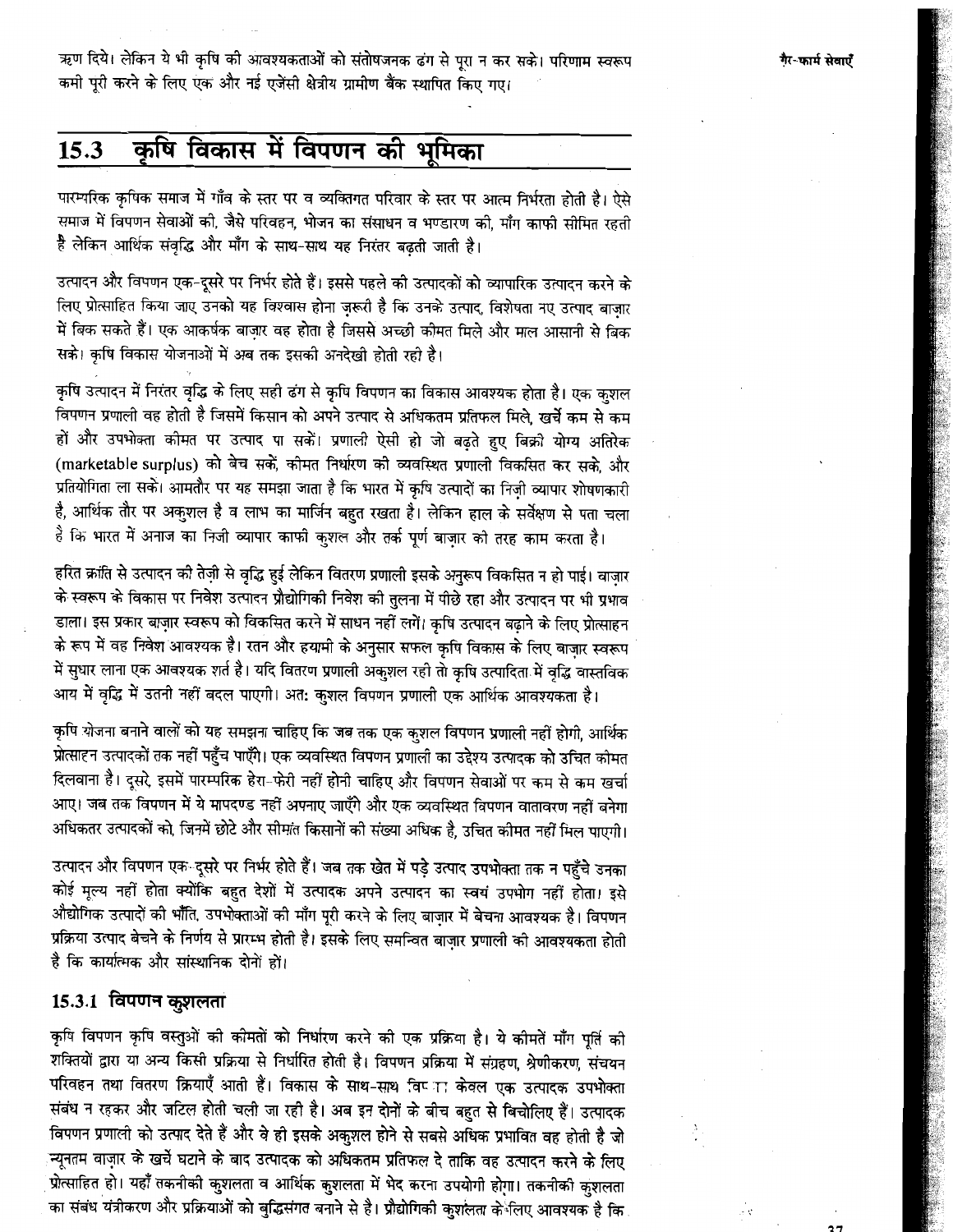ऋण दिये। लेकिन ये भी कृषि की आवश्यकताओं को संतोषजनक ढंग से पूरा न कर सके। परिणाम स्वरूप कमी पूरी करने के लिए एक और नई एजेंसी क्षेत्रीय ग्रामीण बैंक स्थापित किए गए।

## 15.3 कृषि विकास में विपणन की भूमिका

पारम्परिक कृषिक समाज में गाँव के स्तर पर व व्यक्तिगत परिवार के स्तर पर आत्म निर्भरता होती है। ऐसे समाज में विपणन सेवाओं की, जैसे परिवहन, भोजन का संसाधन व भण्डारण की, माँग काफी सीमित रहती है लेकिन आर्थिक संवृद्धि और माँग के साथ-साथ यह निरंतर बढ़ती जाती है।

उत्पादन और विपणन एक-दूसरे पर निर्भर होते हैं। इससे पहले की उत्पादकों को व्यापारिक उत्पादन करने के लिए प्रोत्साहित किया जाए उनको यह विश्वास होना ज़रूरी है कि उनके उत्पाद, विशेषता नए उत्पाद बाज़ार में बिक सकते हैं। एक आकर्षक बाज़ार वह होता है जिससे अच्छी कीमत मिले और माल आसानी से बिक सके। कृषि विकास योजनाओं में अब तक इसकी अनदेखी होती रही है।

कृषि उत्पादन में निरंतर वृद्धि के लिए सही ढंग से कृषि विपणन का विकास आवश्यक होता है। एक कुशल विपणन प्रणाली वह होती है जिसमें किसान को अपने उत्पाद से अधिकतम प्रतिफल मिले, खर्चे कम से कम हों और उपभोक्ता कीमत पर उत्पाद पा सकें। प्रणाली ऐसी हो जो बढ़ते हुए बिक्री योग्य अतिरेक (marketable surplus) को बेच सकें, कीमत निर्धारण की व्यवस्थित प्रणाली विकसित कर सके, और प्रतियोगिता ला सकें। आमतौर पर यह समझा जाता है कि भारत में कृषि उत्पादों का निज़ी व्यापार शोषणकारी है, आर्थिक तौर पर अकुशल है व लाभ का मार्जिन बहुत रखता है। लेकिन हाल के सर्वेक्षण से पता चला है कि भारत में अनाज का निजी व्यापार काफी कुशल और तर्क पूर्ण बाज़ार की तरह काम करता है।

हरित क्रांति से उत्पादन की तेज़ी से वृद्धि हुई लेकिन वितरण प्रणाली इसके अनुरूप विकसित न हो पाई। बाज़ार के स्वरूप के विकास पर निवेश उत्पादन प्रौद्योगिकी निवेश की तुलना में पीछे रहा और उत्पादन पर भी प्रभाव डाला। इस प्रकार बाज़ार स्वरूप को विकसित करने में साधन नहीं लगें। कृषि उत्पादन बढ़ाने के लिए प्रोत्साहन के रूप में वह निवेश आवश्यक है। रतन और हयामी के अनुसार सफल कृषि विकास के लिए बाज़ार स्वरूप में सुधार लाना एक आवश्यक शर्त है। यदि वितरण प्रणाली अकुशल रही तो कृषि उत्पादिता में वृद्धि वास्तविक आय में वृद्धि में उतनी नहीं बदल पाएगी। अतः कुशल विपणन प्रणाली एक आर्थिक आवश्यकता है।

कृषि योजना बनाने वालों को यह समझना चाहिए कि जब तक एक कुशल विपणन प्रणाली नहीं होगी, आर्थिक प्रोत्साहन उत्पादकों तक नहीं पहुँच पाएँगे। एक व्यवस्थित विपणन प्रणाली का उद्देश्य उत्पादक को उचित कीमत दिलवाना है। दूसरे, इसमें पारम्परिक हेरा-फेरी नहीं होनी चाहिए और विपणन सेवाओं पर कम से कम खर्चा आए। जब तक विपणन में ये मापदण्ड नहीं अपनाए जाएँगे और एक व्यवस्थित विपणन वातावरण नहीं बनेगा अधिकतर उत्पादकों को, जिनमें छोटे और सीमांत किसानों की संख्या अधिक है, उचित कीमत नहीं मिल पाएगी।

उत्पादन और विपणन एक-दूसरे पर निर्भर होते हैं। जब तक खेत में पड़े उत्पाद उपभोक्ता तक न पहुँचे उनका कोई मूल्य नहीं होता क्योंकि बहुत देशों में उत्पादक अपने उत्पादन का स्वयं उपभोग नहीं होता। इसे औद्योगिक उत्पादों की भाँति, उपभोक्ताओं की माँग पूरी करने के लिए बाज़ार में बेचना आवश्यक है। विपणन प्रक्रिया उत्पाद बेचने के निर्णय से प्रारम्भ होती है। इसके लिए समन्वित बाज़ार प्रणाली की आवश्यकता होती है कि कार्यात्मक और सांस्थानिक दोनों हों।

### 15.3.1 विपणन कुशलता

कृषि विपणन कृषि वस्तुओं की कीमतों को निर्धारण करने की एक प्रक्रिया है। ये कीमतें माँग पूर्ति की शक्तियों द्वारा या अन्य किसी प्रक्रिया से निर्धारित होती है। विपणन प्रक्रिया में संग्रहण, श्रेणीकरण, संचयन परिवहन तथा वितरण क्रियाएँ आती हैं। विकास के साथ-साथ विपणन केवल एक उत्पादक उपभोक्ता संबंध न रहकर और जटिल होती चली जा रही है। अब इन दोनों के बीच बहुत से बिचोलिए हैं। उत्पादक विपणन प्रणाली को उत्पाद देते हैं और वे ही इसके अकुशल होने से सबसे अधिक प्रभावित वह होती है जो न्यूनतम बाज़ार के खर्चे घटाने के बाद उत्पादक को अधिकतम प्रतिफल दे ताकि वह उत्पादन करने के लिए प्रोत्साहित हो। यहाँ तकनीकी कुशलता व आर्थिक कुशलता में भेद करना उपयोगी होगा। तकनीकी कुशलता का संबंध यंत्रीकरण और प्रक्रियाओं को बुद्धिसंगत बनाने से है। प्रौद्योगिकी कुशलता के लिए आवश्यक है कि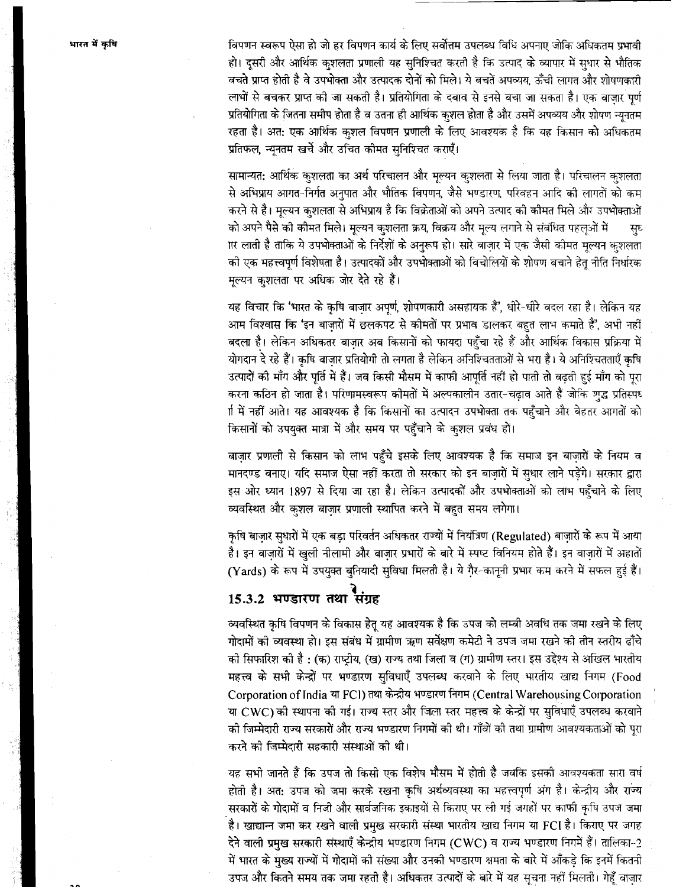विपणन स्वरूप ऐसा हो जो हर विपणन कार्य के लिए सर्वोत्तम उपलब्ध विधि अपनाए जोकि अधिकतम प्रभावी हो। दूसरी ओर आर्थिक कुशलता प्रणाली यह सुनिश्चित करती है कि उत्पाद के व्यापार में सुधार से भौतिक बचतें प्राप्त होती है वे उपभोक्ता और उत्पादक दोनों को मिले। ये बचतें अपव्यय, ऊँची लागत और शोषणकारी लाभों से बचकर प्राप्त की जा सकती है। प्रतियोगिता के दबाव से इनसे बचा जा सकता है। एक बाज़ार पूर्ण प्रतियोगिता के जितना समीप होता है व उतना ही आर्थिक कुशल होता है और उसमें अपव्यय और शोषण न्यूनतम रहता है। अत: एक आर्थिक कुशल विपणन प्रणाली के लिए आवश्यक है कि यह किसान को अधिकतम प्रतिफल, न्यूनतम खर्चे और उचित कीमत सुनिश्चित कराएँ।

सामान्यत: आर्थिक कुशलता का अर्थ परिचालन और मूल्यन कुशलता से लिया जाता है। परिचालन कुशलता से अभिप्राय आगत-निर्गत अनुपात और भौतिक विपणन, जैसे भण्डारण, परिवहन आदि की लागतों को कम करने से है। मूल्यन कुशलता से अभिप्राय है कि विक्रेताओं को अपने उत्पाद की कीमत मिले और उपभोक्ताओं को अपने पैसे की कीमत मिले। मूल्यन कुशलता क्रय, विक्रय और मूल्य लगाने से संबंधित पहलूओं में सुधार लाती है ताकि ये उपभोक्ताओं के निर्देशों के अनुरूप हो। सारे बाज़ार में एक जैसी कीमत मूल्यन कुशलता की एक महत्त्वपूर्ण विशेषता है। उत्पादकों और उपभोक्ताओं को बिचोलियों के शोषण बचाने हेतु नीति निर्धारक मूल्यन कुशलता पर अधिक जोर देते रहे हैं।

यह विचार कि 'भारत के कृषि बाज़ार अपूर्ण, शोषणकारी असहायक हैं', धीरे-धीरे बदल रहा है। लेकिन यह आम विश्वास कि 'इन बाज़ारों में छलकपट से कीमतों पर प्रभाव डालकर बहुत लाभ कमाते हैं', अभी नहीं बदला है। लेकिन अधिकतर बाज़ार अब किसानों को फायदा पहुँचा रहे हैं और आर्थिक विकास प्रक्रिया में योगदान दे रहे हैं। कृषि बाज़ार प्रतियोगी तो लगता है लेकिन अनिश्चितताओं से भरा है। ये अनिश्चितताएँ कृषि उत्पादों की माँग और पूर्ति में हैं। जब किसी मौसम में काफी आपूर्ति नहीं हो पाती तो बढ़ती हुई माँग को पूरा करना कठिन हो जाता है। परिणामस्वरूप कीमतों में अल्पकालीन उतार-चढ़ाव आते हैं जोकि शुद्ध प्रतिस्पर्धा में नहीं आते। यह आवश्यक है कि किसानों का उत्पादन उपभोक्ता तक पहुँचाने और बेहतर आगतों को किसानों को उपयुक्त मात्रा में और समय पर पहुँचाने के कुशल प्रबंध हों।

बाज़ार प्रणाली से किसान को लाभ पहुँचे इसके लिए आवश्यक है कि समाज इन बाज़ारों के नियम व मानदण्ड बनाए। यदि समाज ऐसा नहीं करता तो सरकार को इन बाज़ारों में सुधार लाने पड़ेंगे। सरकार द्वारा इस ओर ध्यान 1897 से दिया जा रहा है। लेकिन उत्पादकों और उपभोक्ताओं को लाभ पहुँचाने के लिए व्यवस्थित और कुशल बाज़ार प्रणाली स्थापित करने में बहुत समय लगेगा।

कृषि बाज़ार सुधारों में एक बड़ा परिवर्तन अधिकतर राज्यों में नियंत्रिण (Regulated) बाज़ारों के रूप में आया है। इन बाज़ारों में खुली नीलामी और बाज़ार प्रभारों के बारे में स्पष्ट विनियम होते हैं। इन बाज़ारों में अहातों (Yards) के रूप में उपयुक्त बुनियादी सुविधा मिलती है। ये ग़ैर-कानूनी प्रभार कम करने में सफल हुई हैं।

### 15.3.2 भण्डारण तथा संग्रह

व्यवस्थित कृषि विपणन के विकास हेतु यह आवश्यक है कि उपज को लम्बी अवधि तक जमा रखने के लिए गोदामों की व्यवस्था हो। इस संबंध में ग्रामीण ऋण सर्वेक्षण कमेटी ने उपज जमा रखने की तीन स्तरीय ढाँचे की सिफारिश की है : (क) राष्ट्रीय, (ख) राज्य तथा जिला व (ग) ग्रामीण स्तर। इस उद्देश्य से अखिल भारतीय महत्त्व के सभी केन्द्रों पर भण्डारण सुविधाएँ उपलब्ध करवाने के लिए भारतीय खाद्य निगम (Food Corporation of India या FCI) तथा केन्द्रीय भण्डारण निगम (Central Warehousing Corporation या CWC) की स्थापना की गई। राज्य स्तर और जिला स्तर महत्त्व के केन्द्रों पर सुविधाएँ उपलब्ध करवाने की जिम्मेदारी राज्य सरकारों और राज्य भण्डारण निगमों की थी। गाँवों की तथा ग्रामीण आवश्यकताओं को पूरा करने की जिम्मेदारी सहकारी संस्थाओं की थी।

यह सभी जानते हैं कि उपज तो किसी एक विशेष मौसम में होती है जबकि इसकी आवश्यकता सारा वर्ष होती है। अत: उपज को जमा करके रखना कृषि अर्थव्यवस्था का महत्त्वपूर्ण अंग है। केन्द्रीय और राज्य सरकारों के गोदामों व निजी और सार्वजनिक इकाइयों से किराए पर ली गई जगहों पर काफी कृषि उपज जमा है। खाद्यान्न जमा कर रखने वाली प्रमुख सरकारी संस्था भारतीय खाद्य निगम या FCI है। किराए पर जगह देने वाली प्रमुख सरकारी संस्थाएँ केन्द्रीय भण्डारण निगम (CWC) व राज्य भण्डारण निगमें हैं। तालिका-2 में भारत के मुख्य राज्यों में गोदामों की संख्या और उनकी भण्डारण क्षमता के बारे में आँकड़े कि इनमें कितनी उपज और कितने समय तक जमा रहती है। अधिकतर उत्पादों के बारे में यह सूचना नहीं मिलती। गेहूँ बाज़ार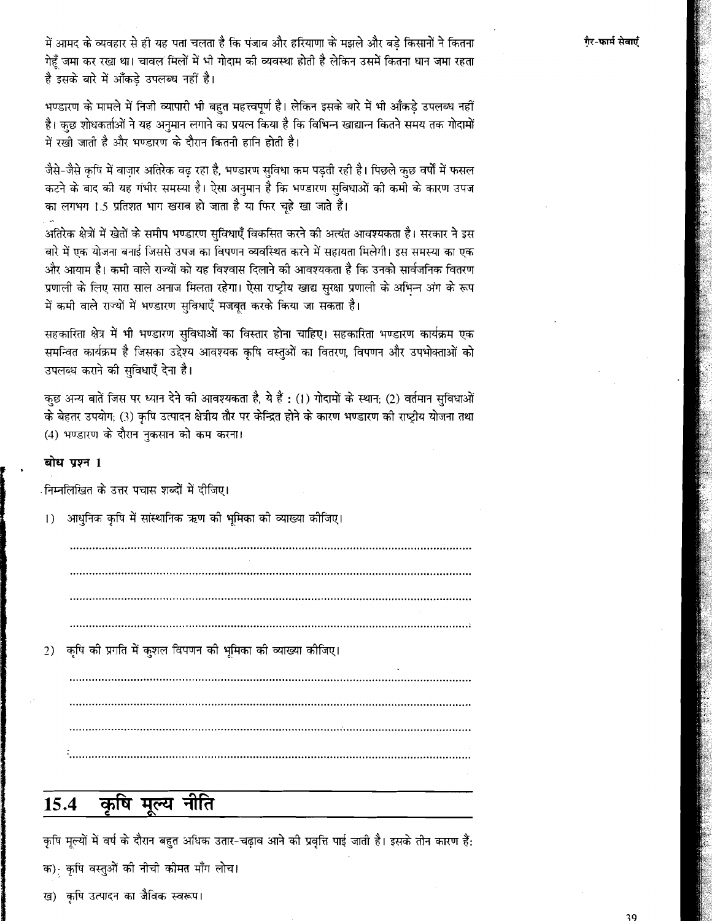में आमद के व्यवहार से ही यह पता चलता है कि पंजाब और हरियाणा के मझले और बड़े किसानों ने कितना गेहूँ जमा कर रखा था। चावल मिलों में भी गोदाम की व्यवस्था होती है लेकिन उसमें कितना धान जमा रहता है इसके बारे में आँकड़े उपलब्ध नहीं है।

भण्डारण के मामले में निजी व्यापारी भी बहुत महत्त्वपूर्ण है। लेकिन इसके बारे में भी आँकड़े उपलब्ध नहीं है। कुछ शोधकर्ताओं ने यह अनुमान लगाने का प्रयत्न किया है कि विभिन्न खाद्यान्न कितने समय तक गोदामों में रखी जाती है और भण्डारण के दौरान कितनी हानि होती है।

जैसे-जैसे कृषि में बाज़ार अतिरेक बढ़ रहा है, भण्डारण सुविधा कम पड़ती रही है। पिछले कुछ वर्षों में फसल कटने के बाद की यह गंभीर समस्या है। ऐसा अनुमान है कि भण्डारण सुविधाओं की कमी के कारण उपज का लगभग 1.5 प्रतिशत भाग खराब हो जाता है या फिर चूहे खा जाते हैं।

अतिरेक क्षेत्रों में खेतों के समीप भण्डारण सुविधाएँ विकसित करने की अत्यंत आवश्यकता है। सरकार ने इस बारे में एक योजना बनाई जिससे उपज का विपणन व्यवस्थित करने में सहायता मिलेगी। इस समस्या का एक और आयाम है। कमी वाले राज्यों को यह विश्वास दिलाने की आवश्यकता है कि उनको सार्वजनिक वितरण प्रणाली के लिए सारा साल अनाज मिलता रहेगा। ऐसा राष्ट्रीय खाद्य सुरक्षा प्रणाली के अभिन्न अंग के रूप में कमी वाले राज्यों में भण्डारण सुविधाएँ मजबूत करके किया जा सकता है।

सहकारिता क्षेत्र में भी भण्डारण सुविधाओं का विस्तार होना चाहिए। सहकारिता भण्डारण कार्यक्रम एक समन्वित कार्यक्रम है जिसका उद्देश्य आवश्यक कृषि वस्तुओं का वितरण, विपणन और उपभोक्ताओं को उपलब्ध कराने की सुविधाएँ देना है।

कुछ अन्य बातें जिस पर ध्यान देने की आवश्यकता है, ये हैं : (1) गोदामों के स्थान; (2) वर्तमान सुविधाओं के बेहतर उपयोग; (3) कृषि उत्पादन क्षेत्रीय तौर पर केन्द्रित होने के कारण भण्डारण की राष्ट्रीय योजना तथा (4) भण्डारण के दौरान नुकसान को कम करना।

**बोध प्रश्न 1**

निम्नलिखित के उत्तर पचास शब्दों में दीजिए।

1) आधुनिक कृषि में सांस्थानिक ऋण की भूमिका की व्याख्या कीजिए।

..........................................................................................................................

..........................................................................................................................

..........................................................................................................................

..........................................................................................................................

2) कृषि की प्रगति में कुशल विपणन की भूमिका की व्याख्या कीजिए।

..........................................................................................................................

..........................................................................................................................

..........................................................................................................................

..........................................................................................................................

## 15.4 कृषि मूल्य नीति

कृषि मूल्यों में वर्ष के दौरान बहुत अधिक उतार-चढ़ाव आने की प्रवृत्ति पाई जाती है। इसके तीन कारण हैं:

क) कृषि वस्तुओं की नीची कीमत माँग लोच।

ख) कृषि उत्पादन का जैविक स्वरूप।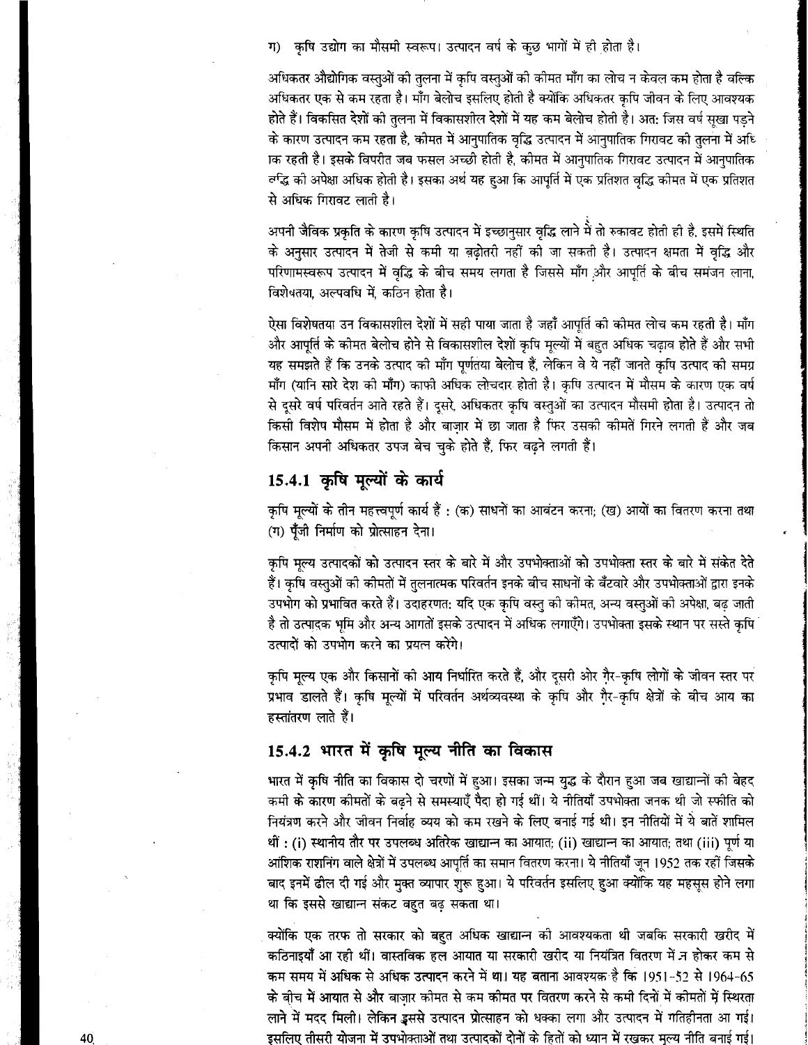ग) कृषि उद्योग का मौसमी स्वरूप। उत्पादन वर्ष के कुछ भागों में ही होता है।

अधिकतर औद्योगिक वस्तुओं की तुलना में कृषि वस्तुओं की कीमत माँग का लोच न केवल कम होता है बल्कि अधिकतर एक से कम रहता है। माँग बेलोच इसलिए होती है क्योंकि अधिकतर कृषि जीवन के लिए आवश्यक होते हैं। विकसित देशों की तुलना में विकासशील देशों में यह कम बेलोच होती है। अतः जिस वर्ष सूखा पड़ने के कारण उत्पादन कम रहता है, कीमत में आनुपातिक वृद्धि उत्पादन में आनुपातिक गिरावट की तुलना में अधिक रहती है। इसके विपरीत जब फसल अच्छी होती है, कीमत में आनुपातिक गिरावट उत्पादन में आनुपातिक वृद्धि की अपेक्षा अधिक होती है। इसका अर्थ यह हुआ कि आपूर्ति में एक प्रतिशत वृद्धि कीमत में एक प्रतिशत से अधिक गिरावट लाती है।

अपनी जैविक प्रकृति के कारण कृषि उत्पादन में इच्छानुसार वृद्धि लाने में तो रुकावट होती ही है, इसमें स्थिति के अनुसार उत्पादन में तेजी से कमी या बढ़ोतरी नहीं की जा सकती है। उत्पादन क्षमता में वृद्धि और परिणामस्वरूप उत्पादन में वृद्धि के बीच समय लगता है जिससे माँग और आपूर्ति के बीच समंजन लाना, विशेषतया, अल्पवधि में, कठिन होता है।

ऐसा विशेषतया उन विकासशील देशों में सही पाया जाता है जहाँ आपूर्ति की कीमत लोच कम रहती है। माँग और आपूर्ति के कीमत बेलोच होने से विकासशील देशों कृषि मूल्यों में बहुत अधिक चढ़ाव होते हैं और सभी यह समझते हैं कि उनके उत्पाद की माँग पूर्णतया बेलोच हैं, लेकिन वे ये नहीं जानते कृषि उत्पाद की समग्र माँग (यानि सारे देश की माँग) काफी अधिक लोचदार होती है। कृषि उत्पादन में मौसम के कारण एक वर्ष से दूसरे वर्ष परिवर्तन आते रहते हैं। दूसरे, अधिकतर कृषि वस्तुओं का उत्पादन मौसमी होता है। उत्पादन तो किसी विशेष मौसम में होता है और बाज़ार में छा जाता है फिर उसकी कीमतें गिरने लगती हैं और जब किसान अपनी अधिकतर उपज बेच चुके होते हैं, फिर बढ़ने लगती हैं।

### 15.4.1 कृषि मूल्यों के कार्य

कृषि मूल्यों के तीन महत्त्वपूर्ण कार्य हैं : (क) साधनों का आवंटन करना; (ख) आयों का वितरण करना तथा (ग) पूँजी निर्माण को प्रोत्साहन देना।

कृषि मूल्य उत्पादकों को उत्पादन स्तर के बारे में और उपभोक्ताओं को उपभोक्ता स्तर के बारे में संकेत देते हैं। कृषि वस्तुओं की कीमतों में तुलनात्मक परिवर्तन इनके बीच साधनों के बँटवारे और उपभोक्ताओं द्वारा इनके उपभोग को प्रभावित करते हैं। उदाहरणतः यदि एक कृषि वस्तु की कीमत, अन्य वस्तुओं की अपेक्षा, बढ़ जाती है तो उत्पादक भूमि और अन्य आगतों इसके उत्पादन में अधिक लगाएँगे। उपभोक्ता इसके स्थान पर सस्ते कृषि उत्पादों को उपभोग करने का प्रयत्न करेंगे।

कृषि मूल्य एक और किसानों की आय निर्धारित करते हैं, और दूसरी ओर ग़ैर-कृषि लोगों के जीवन स्तर पर प्रभाव डालते हैं। कृषि मूल्यों में परिवर्तन अर्थव्यवस्था के कृषि और ग़ैर-कृषि क्षेत्रों के बीच आय का हस्तांतरण लाते हैं।

### 15.4.2 भारत में कृषि मूल्य नीति का विकास

भारत में कृषि नीति का विकास दो चरणों में हुआ। इसका जन्म युद्ध के दौरान हुआ जब खाद्यान्नों की बेहद कमी के कारण कीमतों के बढ़ने से समस्याएँ पैदा हो गई थीं। ये नीतियाँ उपभोक्ता जनक थी जो स्फीति को नियंत्रण करने और जीवन निर्वाह व्यय को कम रखने के लिए बनाई गई थी। इन नीतियों में ये बातें शामिल थीं : (i) स्थानीय तौर पर उपलब्ध अतिरेक खाद्यान्न का आयात; (ii) खाद्यान्न का आयात; तथा (iii) पूर्ण या आंशिक राशनिंग वाले क्षेत्रों में उपलब्ध आपूर्ति का समान वितरण करना। ये नीतियाँ जून 1952 तक रहीं जिसके बाद इनमें ढील दी गई और मुक्त व्यापार शुरू हुआ। ये परिवर्तन इसलिए हुआ क्योंकि यह महसूस होने लगा था कि इससे खाद्यान्न संकट बहुत बढ़ सकता था।

क्योंकि एक तरफ तो सरकार को बहुत अधिक खाद्यान्न की आवश्यकता थी जबकि सरकारी खरीद में कठिनाइयाँ आ रही थीं। वास्तविक हल आयात या सरकारी खरीद या नियंत्रित वितरण में न होकर कम से कम समय में अधिक से अधिक उत्पादन करने में था। यह बताना आवश्यक है कि 1951-52 से 1964-65 के बीच में आयात से और बाज़ार कीमत से कम कीमत पर वितरण करने से कमी दिनों में कीमतों में स्थिरता लाने में मदद मिली। लेकिन इससे उत्पादन प्रोत्साहन को धक्का लगा और उत्पादन में गतिहीनता आ गई। इसलिए तीसरी योजना में उपभोक्ताओं तथा उत्पादकों दोनों के हितों को ध्यान में रखकर मूल्य नीति बनाई गई।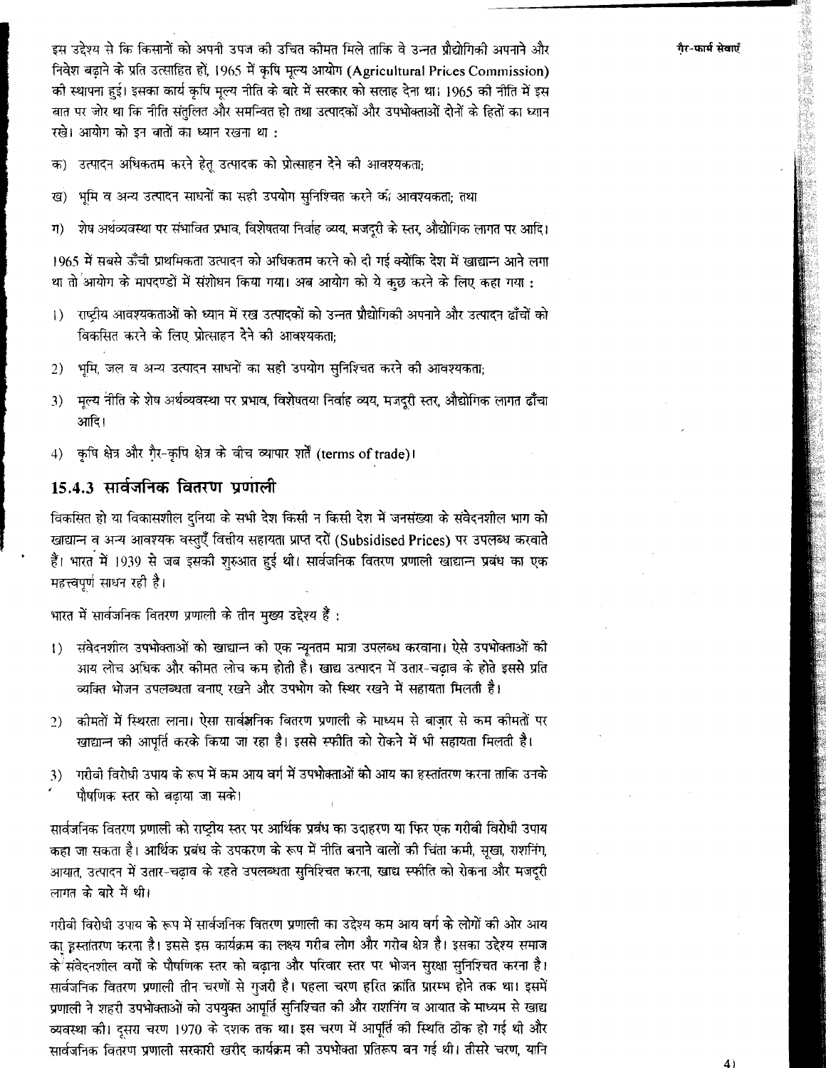इस उद्देश्य से कि किसानों को अपनी उपज की उचित कीमत मिले ताकि वे उन्नत प्रौद्योगिकी अपनाने और निवेश बढ़ाने के प्रति उत्साहित हों, 1965 में कृषि मूल्य आयोग (Agricultural Prices Commission) की स्थापना हुई। इसका कार्य कृषि मूल्य नीति के बारे में सरकार को सलाह देना था। 1965 की नीति में इस बात पर जोर था कि नीति संतुलित और समन्वित हो तथा उत्पादकों और उपभोक्ताओं दोनों के हितों का ध्यान रखे। आयोग को इन बातों का ध्यान रखना था :

क) उत्पादन अधिकतम करने हेतु उत्पादक को प्रोत्साहन देने की आवश्यकता;

ख) भूमि व अन्य उत्पादन साधनों का सही उपयोग सुनिश्चित करने की आवश्यकता; तथा

ग) शेष अर्थव्यवस्था पर संभावित प्रभाव, विशेषतया निर्वाह व्यय, मजदूरी के स्तर, औद्योगिक लागत पर आदि।

1965 में सबसे ऊँची प्राथमिकता उत्पादन को अधिकतम करने को दी गई क्योंकि देश में खाद्यान्न आने लगा था तो आयोग के मापदण्डों में संशोधन किया गया। अब आयोग को ये कुछ करने के लिए कहा गया :

1) राष्ट्रीय आवश्यकताओं को ध्यान में रख उत्पादकों को उन्नत प्रौद्योगिकी अपनाने और उत्पादन ढाँचों को विकसित करने के लिए प्रोत्साहन देने की आवश्यकता;

2) भूमि, जल व अन्य उत्पादन साधनों का सही उपयोग सुनिश्चित करने की आवश्यकता;

3) मूल्य नीति के शेष अर्थव्यवस्था पर प्रभाव, विशेषतया निर्वाह व्यय, मजदूरी स्तर, औद्योगिक लागत ढाँचा आदि।

4) कृषि क्षेत्र और ग़ैर-कृषि क्षेत्र के बीच व्यापार शर्तें (terms of trade)।

### 15.4.3 सार्वजनिक वितरण प्रणाली

विकसित हो या विकासशील दुनिया के सभी देश किसी न किसी देश में जनसंख्या के संवेदनशील भाग को खाद्यान्न व अन्य आवश्यक वस्तुएँ वित्तीय सहायता प्राप्त दरों (Subsidised Prices) पर उपलब्ध करवाते हैं। भारत में 1939 से जब इसकी शुरुआत हुई थी। सार्वजनिक वितरण प्रणाली खाद्यान्न प्रबंध का एक महत्त्वपूर्ण साधन रही है।

भारत में सार्वजनिक वितरण प्रणाली के तीन मुख्य उद्देश्य हैं :

1) संवेदनशील उपभोक्ताओं को खाद्यान्न की एक न्यूनतम मात्रा उपलब्ध करवाना। ऐसे उपभोक्ताओं की आय लोच अधिक और कीमत लोच कम होती है। खाद्य उत्पादन में उतार-चढ़ाव के होते इससे प्रति व्यक्ति भोजन उपलब्धता बनाए रखने और उपभोग को स्थिर रखने में सहायता मिलती है।

2) कीमतों में स्थिरता लाना। ऐसा सार्वजनिक वितरण प्रणाली के माध्यम से बाज़ार से कम कीमतों पर खाद्यान्न की आपूर्ति करके किया जा रहा है। इससे स्फीति को रोकने में भी सहायता मिलती है।

3) गरीबी विरोधी उपाय के रूप में कम आय वर्ग में उपभोक्ताओं को आय का हस्तांतरण करना ताकि उनके पौषणिक स्तर को बढ़ाया जा सके।

सार्वजनिक वितरण प्रणाली को राष्ट्रीय स्तर पर आर्थिक प्रबंध का उदाहरण या फिर एक गरीबी विरोधी उपाय कहा जा सकता है। आर्थिक प्रबंध के उपकरण के रूप में नीति बनाने वालों की चिंता कमी, सूखा, राशनिंग, आयात, उत्पादन में उतार-चढ़ाव के रहते उपलब्धता सुनिश्चित करना, खाद्य स्फीति को रोकना और मजदूरी लागत के बारे में थी।

गरीबी विरोधी उपाय के रूप में सार्वजनिक वितरण प्रणाली का उद्देश्य कम आय वर्ग के लोगों की ओर आय का हस्तांतरण करना है। इससे इस कार्यक्रम का लक्ष्य गरीब लोग और गरीब क्षेत्र है। इसका उद्देश्य समाज के संवेदनशील वर्गों के पौषणिक स्तर को बढ़ाना और परिवार स्तर पर भोजन सुरक्षा सुनिश्चित करना है। सार्वजनिक वितरण प्रणाली तीन चरणों से गुजरी है। पहला चरण हरित क्रांति प्रारम्भ होने तक था। इसमें प्रणाली ने शहरी उपभोक्ताओं को उपयुक्त आपूर्ति सुनिश्चित की और राशनिंग व आयात के माध्यम से खाद्य व्यवस्था की। दूसरा चरण 1970 के दशक तक था। इस चरण में आपूर्ति की स्थिति ठीक हो गई थी और सार्वजनिक वितरण प्रणाली सरकारी खरीद कार्यक्रम की उपभोक्ता प्रतिरूप बन गई थी। तीसरे चरण, यानि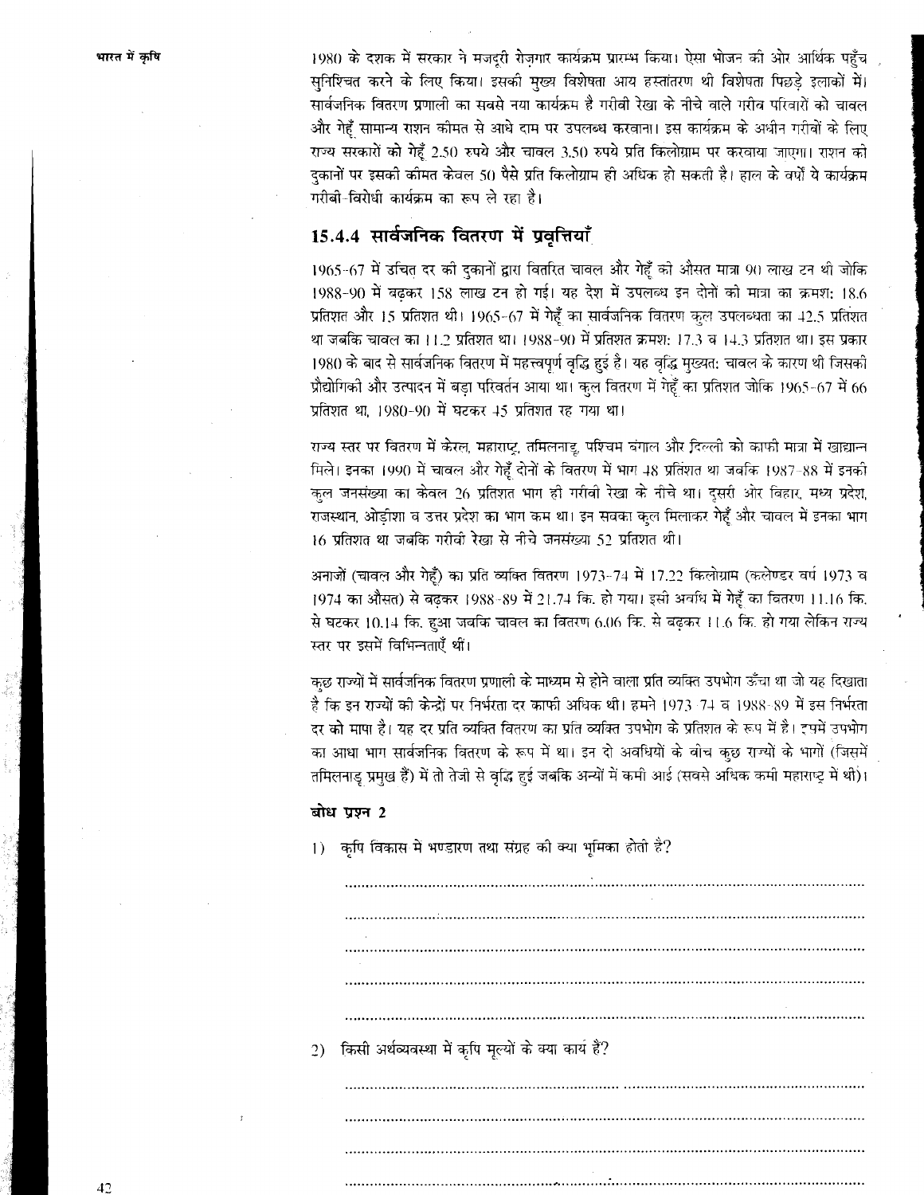1980 के दशक में सरकार ने मजदूरी रोज़गार कार्यक्रम प्रारम्भ किया। ऐसा भोजन की ओर आर्थिक पहुँच सुनिश्चित करने के लिए किया। इसकी मुख्य विशेषता आय हस्तांतरण थी विशेषता पिछड़े इलाकों में। सार्वजनिक वितरण प्रणाली का सबसे नया कार्यक्रम है गरीबी रेखा के नीचे वाले गरीब परिवारों को चावल और गेहूँ सामान्य राशन कीमत से आधे दाम पर उपलब्ध करवाना। इस कार्यक्रम के अधीन गरीबों के लिए राज्य सरकारों को गेहूँ 2.50 रुपये और चावल 3.50 रुपये प्रति किलोग्राम पर करवाया जाएगा। राशन की दुकानों पर इसकी कीमत केवल 50 पैसे प्रति किलोग्राम ही अधिक हो सकती है। हाल के वर्षों ये कार्यक्रम गरीबी-विरोधी कार्यक्रम का रूप ले रहा है।

### 15.4.4 सार्वजनिक वितरण में प्रवृत्तियाँ

1965-67 में उचित दर की दुकानों द्वारा वितरित चावल और गेहूँ की औसत मात्रा 90 लाख टन थी जोकि 1988-90 में बढ़कर 158 लाख टन हो गई। यह देश में उपलब्ध इन दोनों की मात्रा का क्रमशः 18.6 प्रतिशत और 15 प्रतिशत थी। 1965-67 में गेहूँ का सार्वजनिक वितरण कुल उपलब्धता का 42.5 प्रतिशत था जबकि चावल का 11.2 प्रतिशत था। 1988-90 में प्रतिशत क्रमशः 17.3 व 14.3 प्रतिशत था। इस प्रकार 1980 के बाद से सार्वजनिक वितरण में महत्त्वपूर्ण वृद्धि हुई है। यह वृद्धि मुख्यतः चावल के कारण थी जिसकी प्रौद्योगिकी और उत्पादन में बड़ा परिवर्तन आया था। कुल वितरण में गेहूँ का प्रतिशत जोकि 1965-67 में 66 प्रतिशत था, 1980-90 में घटकर 45 प्रतिशत रह गया था।

राज्य स्तर पर वितरण में केरल, महाराष्ट्र, तमिलनाडु, पश्चिम बंगाल और दिल्ली को काफी मात्रा में खाद्यान्न मिले। इनका 1990 में चावल और गेहूँ दोनों के वितरण में भाग 48 प्रतिशत था जबकि 1987-88 में इनकी कुल जनसंख्या का केवल 26 प्रतिशत भाग ही गरीबी रेखा के नीचे था। दूसरी ओर बिहार, मध्य प्रदेश, राजस्थान, ओड़ीशा व उत्तर प्रदेश का भाग कम था। इन सबका कुल मिलाकर गेहूँ और चावल में इनका भाग 16 प्रतिशत था जबकि गरीबी रेखा से नीचे जनसंख्या 52 प्रतिशत थी।

अनाजों (चावल और गेहूँ) का प्रति व्यक्ति वितरण 1973-74 में 17.22 किलोग्राम (कलेण्डर वर्ष 1973 व 1974 का औसत) से बढ़कर 1988-89 में 21.74 कि. हो गया। इसी अवधि में गेहूँ का वितरण 11.16 कि. से घटकर 10.14 कि. हुआ जबकि चावल का वितरण 6.06 कि. से बढ़कर 11.6 कि. हो गया लेकिन राज्य स्तर पर इसमें विभिन्नताएँ थीं।

कुछ राज्यों में सार्वजनिक वितरण प्रणाली के माध्यम से होने वाला प्रति व्यक्ति उपभोग ऊँचा था जो यह दिखाता है कि इन राज्यों की केन्द्रों पर निर्भरता दर काफी अधिक थी। हमने 1973-74 व 1988-89 में इस निर्भरता दर को मापा है। यह दर प्रति व्यक्ति वितरण का प्रति व्यक्ति उपभोग के प्रतिशत के रूप में है। इसमें उपभोग का आधा भाग सार्वजनिक वितरण के रूप में था। इन दो अवधियों के बीच कुछ राज्यों के भागों (जिसमें तमिलनाडु प्रमुख हैं) में तो तेजी से वृद्धि हुई जबकि अन्यों में कमी आई (सबसे अधिक कमी महाराष्ट्र में थी)।

**बोध प्रश्न 2**

1) कृषि विकास मे भण्डारण तथा संग्रह की क्या भूमिका होती है?

..........................................................................................................

..........................................................................................................

..........................................................................................................

..........................................................................................................

..........................................................................................................

2) किसी अर्थव्यवस्था में कृषि मूल्यों के क्या कार्य हैं?

..........................................................................................................

..........................................................................................................

..........................................................................................................

..........................................................................................................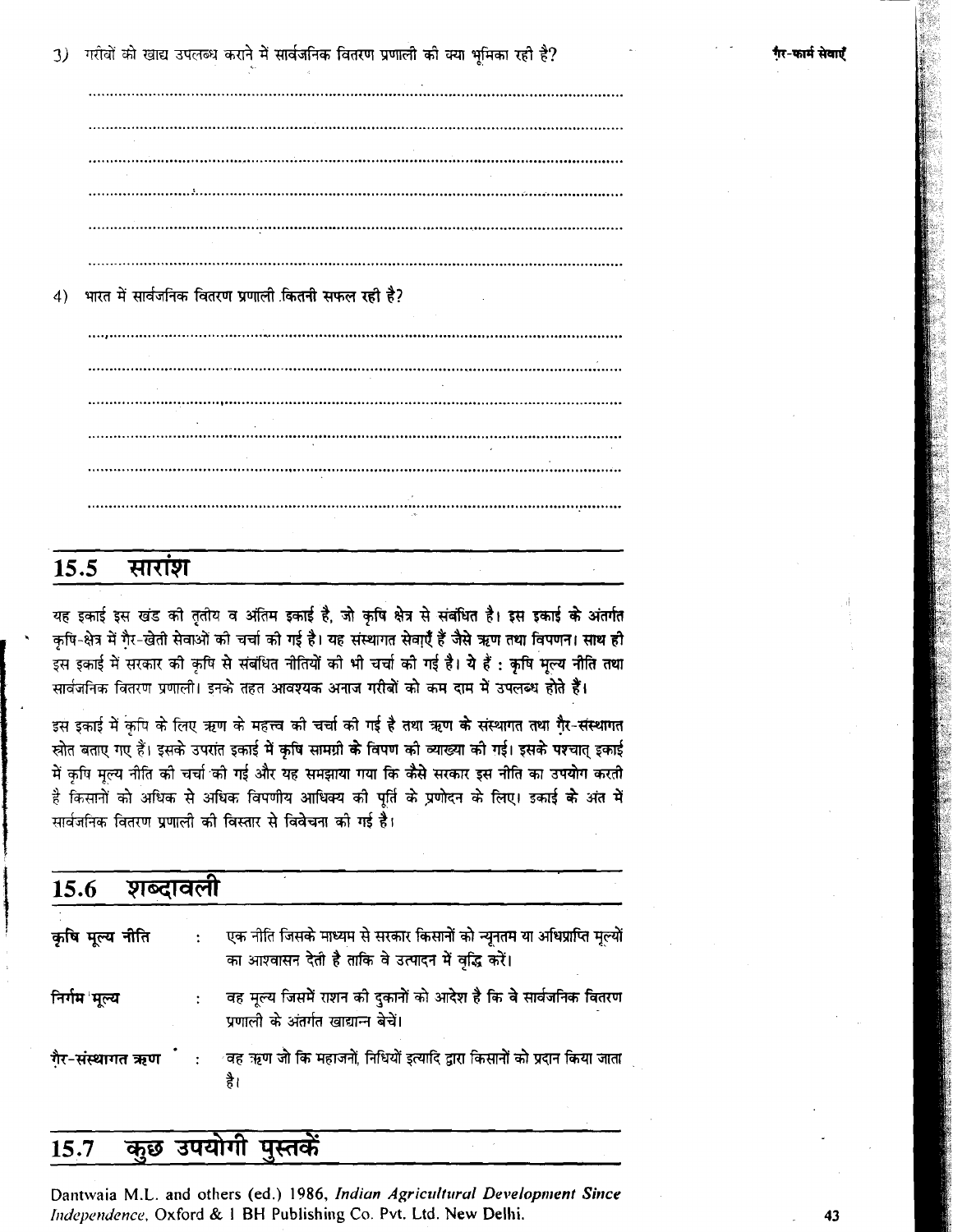3) गरीबों को खाद्य उपलब्ध कराने में सार्वजनिक वितरण प्रणाली की क्या भूमिका रही है?

..............................................................................................................................................

..............................................................................................................................................

..............................................................................................................................................

..............................................................................................................................................

..............................................................................................................................................

..............................................................................................................................................

4) भारत में सार्वजनिक वितरण प्रणाली कितनी सफल रही है?

..............................................................................................................................................

..............................................................................................................................................

..............................................................................................................................................

..............................................................................................................................................

..............................................................................................................................................

..............................................................................................................................................

## 15.5 सारांश

यह इकाई इस खंड की तृतीय व अंतिम इकाई है, जो कृषि क्षेत्र से संबंधित है। इस इकाई के अंतर्गत कृषि-क्षेत्र में गैर-खेती सेवाओं की चर्चा की गई है। यह संस्थागत सेवाएँ हैं जैसे ऋण तथा विपणन। साथ ही इस इकाई में सरकार की कृषि से संबंधित नीतियों की भी चर्चा की गई है। ये हैं : कृषि मूल्य नीति तथा सार्वजनिक वितरण प्रणाली। इनके तहत आवश्यक अनाज गरीबों को कम दाम में उपलब्ध होते हैं।

इस इकाई में कृषि के लिए ऋण के महत्त्व की चर्चा की गई है तथा ऋण के संस्थागत तथा गैर-संस्थागत स्रोत बताए गए हैं। इसके उपरांत इकाई में कृषि सामग्री के विपण की व्याख्या की गई। इसके पश्चात् इकाई में कृषि मूल्य नीति की चर्चा की गई और यह समझाया गया कि कैसे सरकार इस नीति का उपयोग करती है किसानों को अधिक से अधिक विपणीय आधिक्य की पूर्ति के प्रणोदन के लिए। इकाई के अंत में सार्वजनिक वितरण प्रणाली की विस्तार से विवेचना की गई है।

## 15.6 शब्दावली

**कृषि मूल्य नीति** : एक नीति जिसके माध्यम से सरकार किसानों को न्यूनतम या अधिप्राप्ति मूल्यों का आश्वासन देती है ताकि वे उत्पादन में वृद्धि करें।

**निर्गम मूल्य** : वह मूल्य जिसमें राशन की दुकानों को आदेश है कि वे सार्वजनिक वितरण प्रणाली के अंतर्गत खाद्यान्न बेचें।

**गैर-संस्थागत ऋण** : वह ऋण जो कि महाजनों, निधियों इत्यादि द्वारा किसानों को प्रदान किया जाता है।

## 15.7 कुछ उपयोगी पुस्तकें

Dantwaia M.L. and others (ed.) 1986, *Indian Agricultural Development Since Independence*, Oxford & I BH Publishing Co. Pvt. Ltd. New Delhi.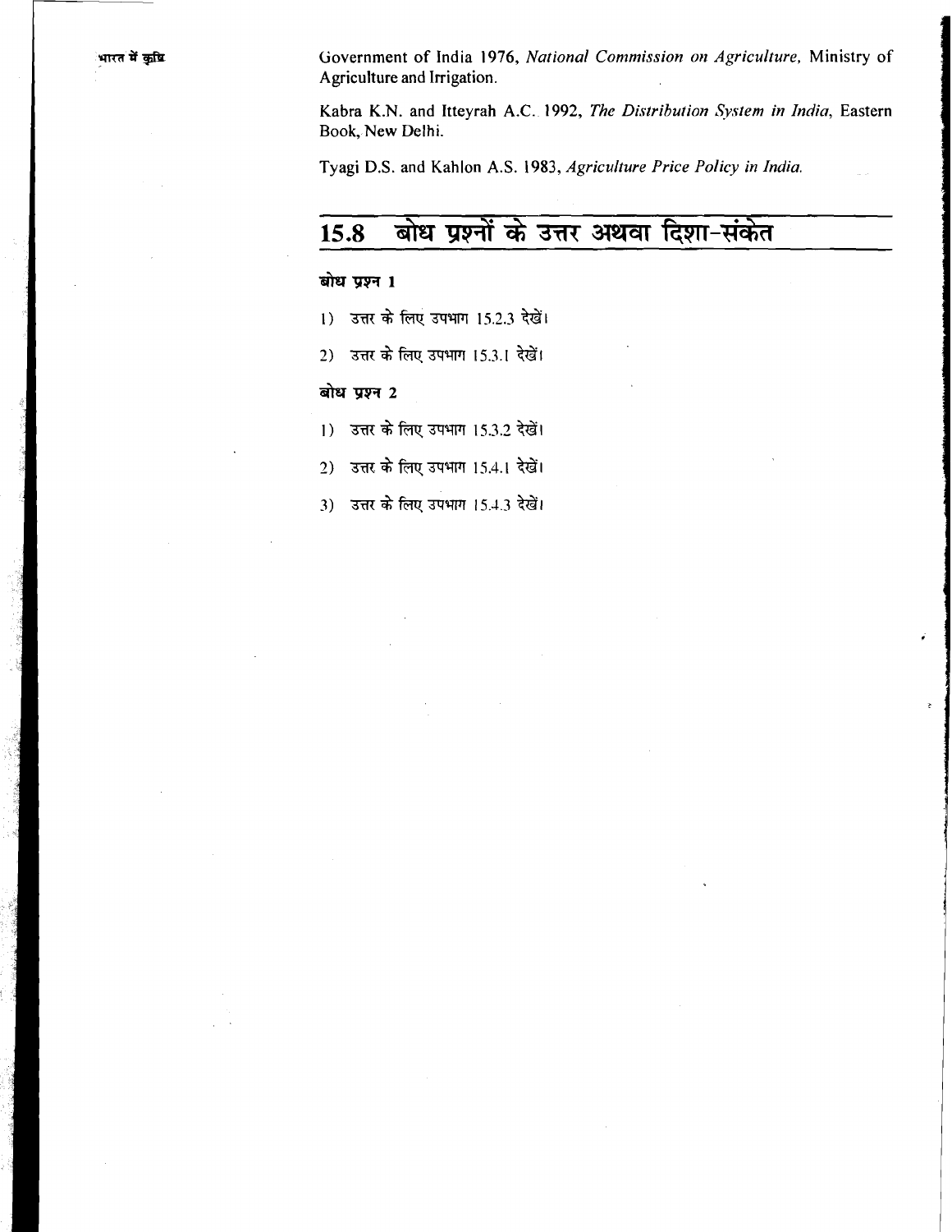Government of India 1976, *National Commission on Agriculture,* Ministry of Agriculture and Irrigation.

Kabra K.N. and Itteyrah A.C. 1992, *The Distribution System in India,* Eastern Book, New Delhi.

Tyagi D.S. and Kahlon A.S. 1983, *Agriculture Price Policy in India.*

## 15.8 बोध प्रश्नों के उत्तर अथवा दिशा-संकेत

**बोध प्रश्न 1**

1) उत्तर के लिए उपभाग 15.2.3 देखें।
2) उत्तर के लिए उपभाग 15.3.1 देखें।

**बोध प्रश्न 2**

1) उत्तर के लिए उपभाग 15.3.2 देखें।
2) उत्तर के लिए उपभाग 15.4.1 देखें।
3) उत्तर के लिए उपभाग 15.4.3 देखें।